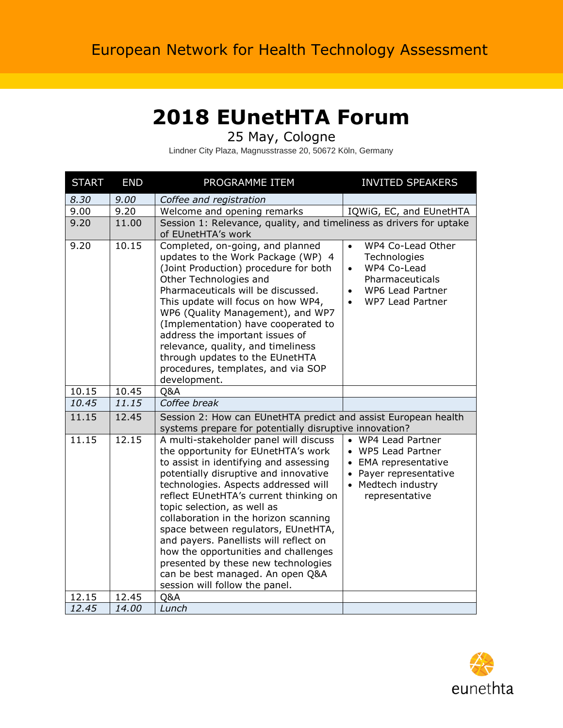European Network for Health Technology Assessment

# 2018 EUnetHTA Forum

25 May, Cologne

Lindner City Plaza, Magnusstrasse 20, 50672 Köln, Germany

| START | END | PROGRAMME ITEM | INVITED SPEAKERS |
|---|---|---|---|
| *8.30* | *9.00* | *Coffee and registration* | |
| 9.00 | 9.20 | Welcome and opening remarks | IQWiG, EC, and EUnetHTA |
| 9.20 | 11.00 | Session 1: Relevance, quality, and timeliness as drivers for uptake of EUnetHTA's work | |
| 9.20 | 10.15 | Completed, on-going, and planned updates to the Work Package (WP) 4 (Joint Production) procedure for both Other Technologies and Pharmaceuticals will be discussed. This update will focus on how WP4, WP6 (Quality Management), and WP7 (Implementation) have cooperated to address the important issues of relevance, quality, and timeliness through updates to the EUnetHTA procedures, templates, and via SOP development. | • WP4 Co-Lead Other Technologies<br>• WP4 Co-Lead Pharmaceuticals<br>• WP6 Lead Partner<br>• WP7 Lead Partner |
| 10.15 | 10.45 | Q&A | |
| *10.45* | *11.15* | *Coffee break* | |
| 11.15 | 12.45 | Session 2: How can EUnetHTA predict and assist European health systems prepare for potentially disruptive innovation? | |
| 11.15 | 12.15 | A multi-stakeholder panel will discuss the opportunity for EUnetHTA's work to assist in identifying and assessing potentially disruptive and innovative technologies. Aspects addressed will reflect EUnetHTA's current thinking on topic selection, as well as collaboration in the horizon scanning space between regulators, EUnetHTA, and payers. Panellists will reflect on how the opportunities and challenges presented by these new technologies can be best managed. An open Q&A session will follow the panel. | • WP4 Lead Partner<br>• WP5 Lead Partner<br>• EMA representative<br>• Payer representative<br>• Medtech industry representative |
| 12.15 | 12.45 | Q&A | |
| *12.45* | *14.00* | *Lunch* | |

eunethta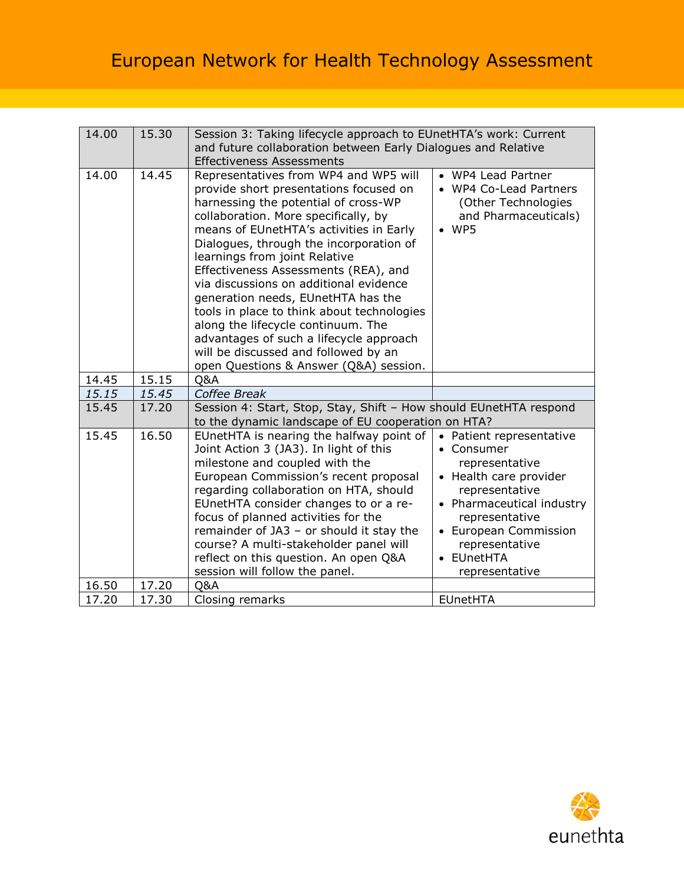| | | | |
|---|---|---|---|
| 14.00 | 15.30 | Session 3: Taking lifecycle approach to EUnetHTA's work: Current and future collaboration between Early Dialogues and Relative Effectiveness Assessments | |
| 14.00 | 14.45 | Representatives from WP4 and WP5 will provide short presentations focused on harnessing the potential of cross-WP collaboration. More specifically, by means of EUnetHTA's activities in Early Dialogues, through the incorporation of learnings from joint Relative Effectiveness Assessments (REA), and via discussions on additional evidence generation needs, EUnetHTA has the tools in place to think about technologies along the lifecycle continuum. The advantages of such a lifecycle approach will be discussed and followed by an open Questions & Answer (Q&A) session. | • WP4 Lead Partner<br>• WP4 Co-Lead Partners (Other Technologies and Pharmaceuticals)<br>• WP5 |
| 14.45 | 15.15 | Q&A | |
| *15.15* | *15.45* | *Coffee Break* | |
| 15.45 | 17.20 | Session 4: Start, Stop, Stay, Shift – How should EUnetHTA respond to the dynamic landscape of EU cooperation on HTA? | |
| 15.45 | 16.50 | EUnetHTA is nearing the halfway point of Joint Action 3 (JA3). In light of this milestone and coupled with the European Commission's recent proposal regarding collaboration on HTA, should EUnetHTA consider changes to or a re-focus of planned activities for the remainder of JA3 – or should it stay the course? A multi-stakeholder panel will reflect on this question. An open Q&A session will follow the panel. | • Patient representative<br>• Consumer representative<br>• Health care provider representative<br>• Pharmaceutical industry representative<br>• European Commission representative<br>• EUnetHTA representative |
| 16.50 | 17.20 | Q&A | |
| 17.20 | 17.30 | Closing remarks | EUnetHTA |